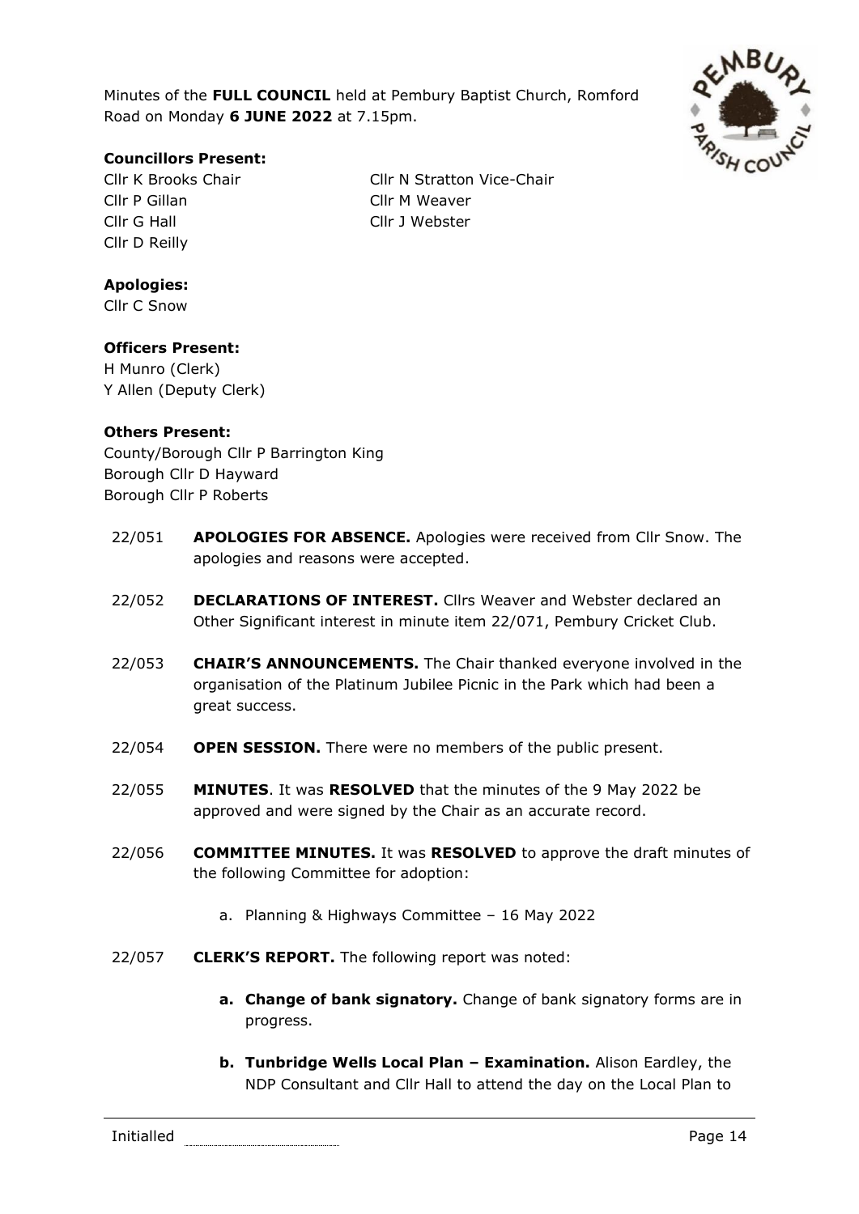Minutes of the **FULL COUNCIL** held at Pembury Baptist Church, Romford Road on Monday **6 JUNE 2022** at 7.15pm.

**Councillors Present:**

Cllr K Brooks Chair
Cllr N Stratton Vice-Chair
Cllr P Gillan
Cllr M Weaver
Cllr G Hall
Cllr J Webster
Cllr D Reilly

**Apologies:**

Cllr C Snow

**Officers Present:**

H Munro (Clerk)
Y Allen (Deputy Clerk)

**Others Present:**

County/Borough Cllr P Barrington King
Borough Cllr D Hayward
Borough Cllr P Roberts

22/051 **APOLOGIES FOR ABSENCE.** Apologies were received from Cllr Snow. The apologies and reasons were accepted.

22/052 **DECLARATIONS OF INTEREST.** Cllrs Weaver and Webster declared an Other Significant interest in minute item 22/071, Pembury Cricket Club.

22/053 **CHAIR'S ANNOUNCEMENTS.** The Chair thanked everyone involved in the organisation of the Platinum Jubilee Picnic in the Park which had been a great success.

22/054 **OPEN SESSION.** There were no members of the public present.

22/055 **MINUTES**. It was **RESOLVED** that the minutes of the 9 May 2022 be approved and were signed by the Chair as an accurate record.

22/056 **COMMITTEE MINUTES.** It was **RESOLVED** to approve the draft minutes of the following Committee for adoption:

a. Planning & Highways Committee – 16 May 2022

22/057 **CLERK'S REPORT.** The following report was noted:

**a. Change of bank signatory.** Change of bank signatory forms are in progress.

**b. Tunbridge Wells Local Plan – Examination.** Alison Eardley, the NDP Consultant and Cllr Hall to attend the day on the Local Plan to

Initialled ..............................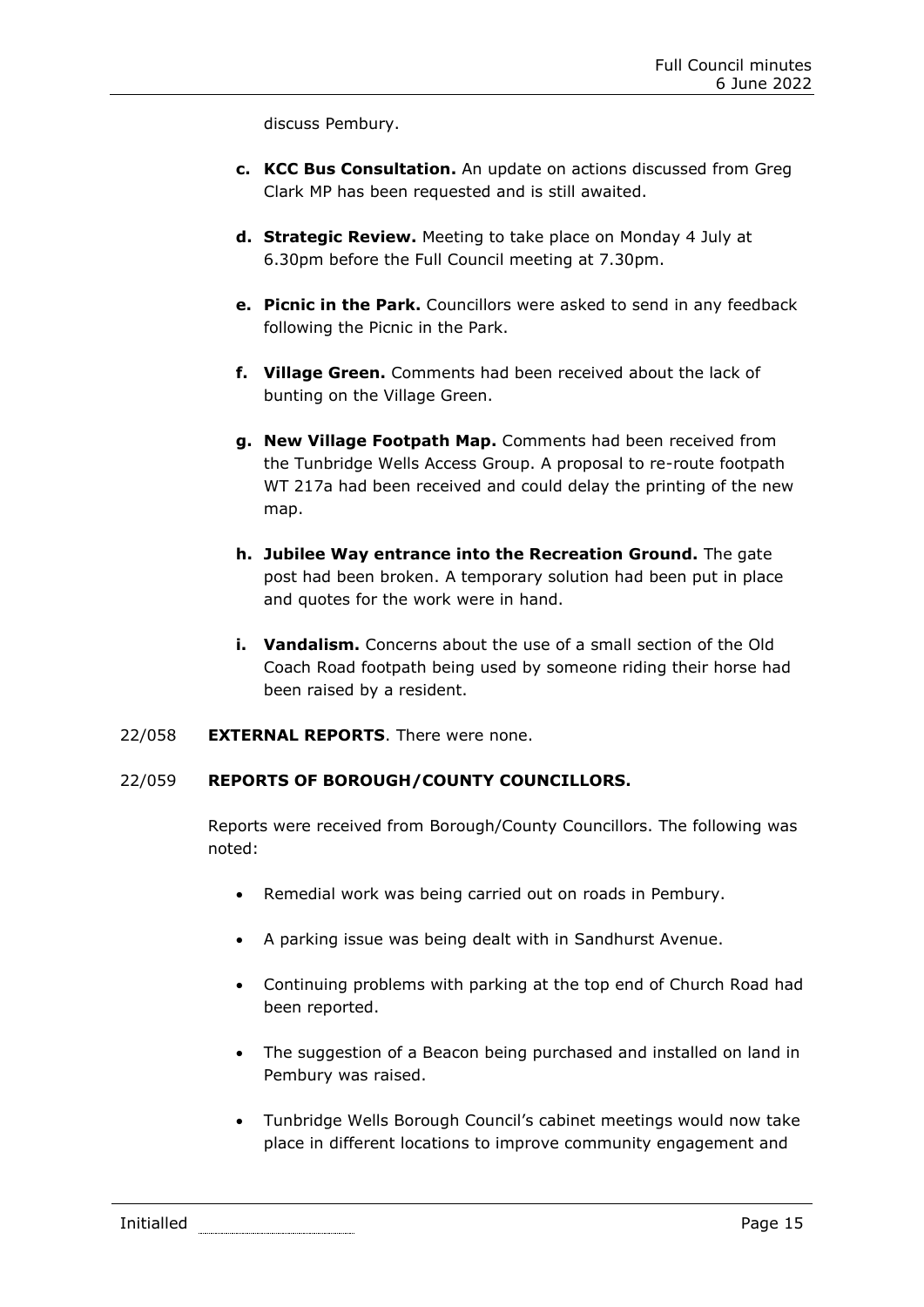discuss Pembury.

c. **KCC Bus Consultation.** An update on actions discussed from Greg Clark MP has been requested and is still awaited.

d. **Strategic Review.** Meeting to take place on Monday 4 July at 6.30pm before the Full Council meeting at 7.30pm.

e. **Picnic in the Park.** Councillors were asked to send in any feedback following the Picnic in the Park.

f. **Village Green.** Comments had been received about the lack of bunting on the Village Green.

g. **New Village Footpath Map.** Comments had been received from the Tunbridge Wells Access Group. A proposal to re-route footpath WT 217a had been received and could delay the printing of the new map.

h. **Jubilee Way entrance into the Recreation Ground.** The gate post had been broken. A temporary solution had been put in place and quotes for the work were in hand.

i. **Vandalism.** Concerns about the use of a small section of the Old Coach Road footpath being used by someone riding their horse had been raised by a resident.

22/058 **EXTERNAL REPORTS**. There were none.

22/059 **REPORTS OF BOROUGH/COUNTY COUNCILLORS.**

Reports were received from Borough/County Councillors. The following was noted:

- Remedial work was being carried out on roads in Pembury.
- A parking issue was being dealt with in Sandhurst Avenue.
- Continuing problems with parking at the top end of Church Road had been reported.
- The suggestion of a Beacon being purchased and installed on land in Pembury was raised.
- Tunbridge Wells Borough Council's cabinet meetings would now take place in different locations to improve community engagement and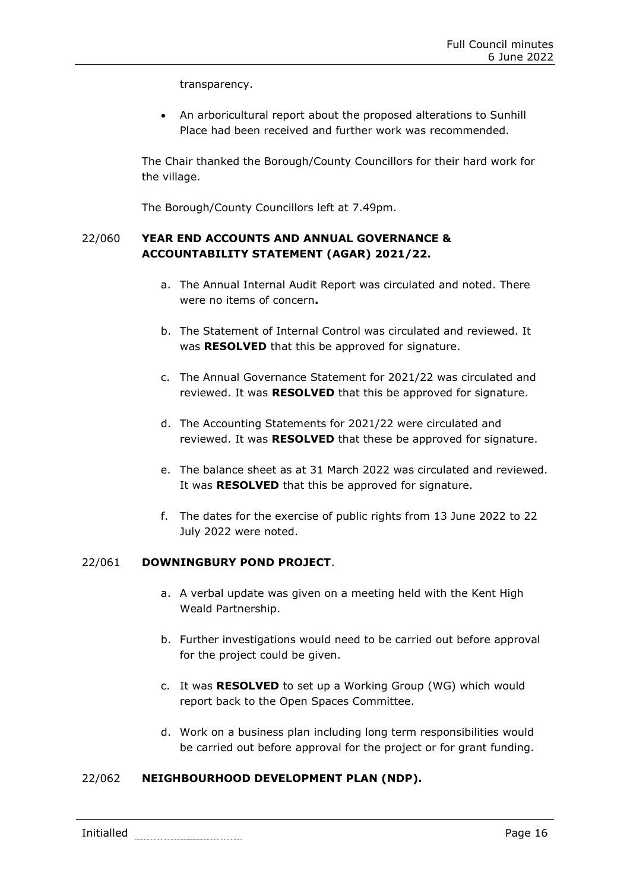transparency.

- An arboricultural report about the proposed alterations to Sunhill Place had been received and further work was recommended.

The Chair thanked the Borough/County Councillors for their hard work for the village.

The Borough/County Councillors left at 7.49pm.

22/060 **YEAR END ACCOUNTS AND ANNUAL GOVERNANCE & ACCOUNTABILITY STATEMENT (AGAR) 2021/22.**

a. The Annual Internal Audit Report was circulated and noted. There were no items of concern**.**

b. The Statement of Internal Control was circulated and reviewed. It was **RESOLVED** that this be approved for signature.

c. The Annual Governance Statement for 2021/22 was circulated and reviewed. It was **RESOLVED** that this be approved for signature.

d. The Accounting Statements for 2021/22 were circulated and reviewed. It was **RESOLVED** that these be approved for signature.

e. The balance sheet as at 31 March 2022 was circulated and reviewed. It was **RESOLVED** that this be approved for signature.

f. The dates for the exercise of public rights from 13 June 2022 to 22 July 2022 were noted.

22/061 **DOWNINGBURY POND PROJECT**.

a. A verbal update was given on a meeting held with the Kent High Weald Partnership.

b. Further investigations would need to be carried out before approval for the project could be given.

c. It was **RESOLVED** to set up a Working Group (WG) which would report back to the Open Spaces Committee.

d. Work on a business plan including long term responsibilities would be carried out before approval for the project or for grant funding.

22/062 **NEIGHBOURHOOD DEVELOPMENT PLAN (NDP).**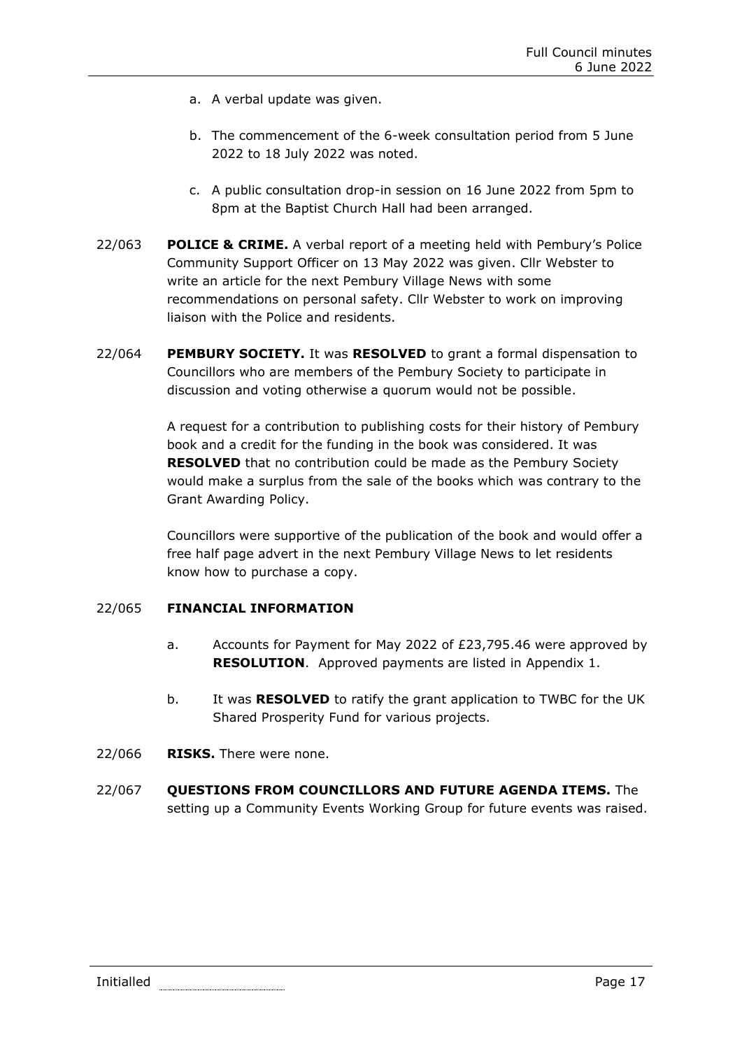a. A verbal update was given.

b. The commencement of the 6-week consultation period from 5 June 2022 to 18 July 2022 was noted.

c. A public consultation drop-in session on 16 June 2022 from 5pm to 8pm at the Baptist Church Hall had been arranged.

22/063 **POLICE & CRIME.** A verbal report of a meeting held with Pembury's Police Community Support Officer on 13 May 2022 was given. Cllr Webster to write an article for the next Pembury Village News with some recommendations on personal safety. Cllr Webster to work on improving liaison with the Police and residents.

22/064 **PEMBURY SOCIETY.** It was **RESOLVED** to grant a formal dispensation to Councillors who are members of the Pembury Society to participate in discussion and voting otherwise a quorum would not be possible.

A request for a contribution to publishing costs for their history of Pembury book and a credit for the funding in the book was considered. It was **RESOLVED** that no contribution could be made as the Pembury Society would make a surplus from the sale of the books which was contrary to the Grant Awarding Policy.

Councillors were supportive of the publication of the book and would offer a free half page advert in the next Pembury Village News to let residents know how to purchase a copy.

22/065 **FINANCIAL INFORMATION**

a. Accounts for Payment for May 2022 of £23,795.46 were approved by **RESOLUTION**. Approved payments are listed in Appendix 1.

b. It was **RESOLVED** to ratify the grant application to TWBC for the UK Shared Prosperity Fund for various projects.

22/066 **RISKS.** There were none.

22/067 **QUESTIONS FROM COUNCILLORS AND FUTURE AGENDA ITEMS.** The setting up a Community Events Working Group for future events was raised.

Initialled ..............................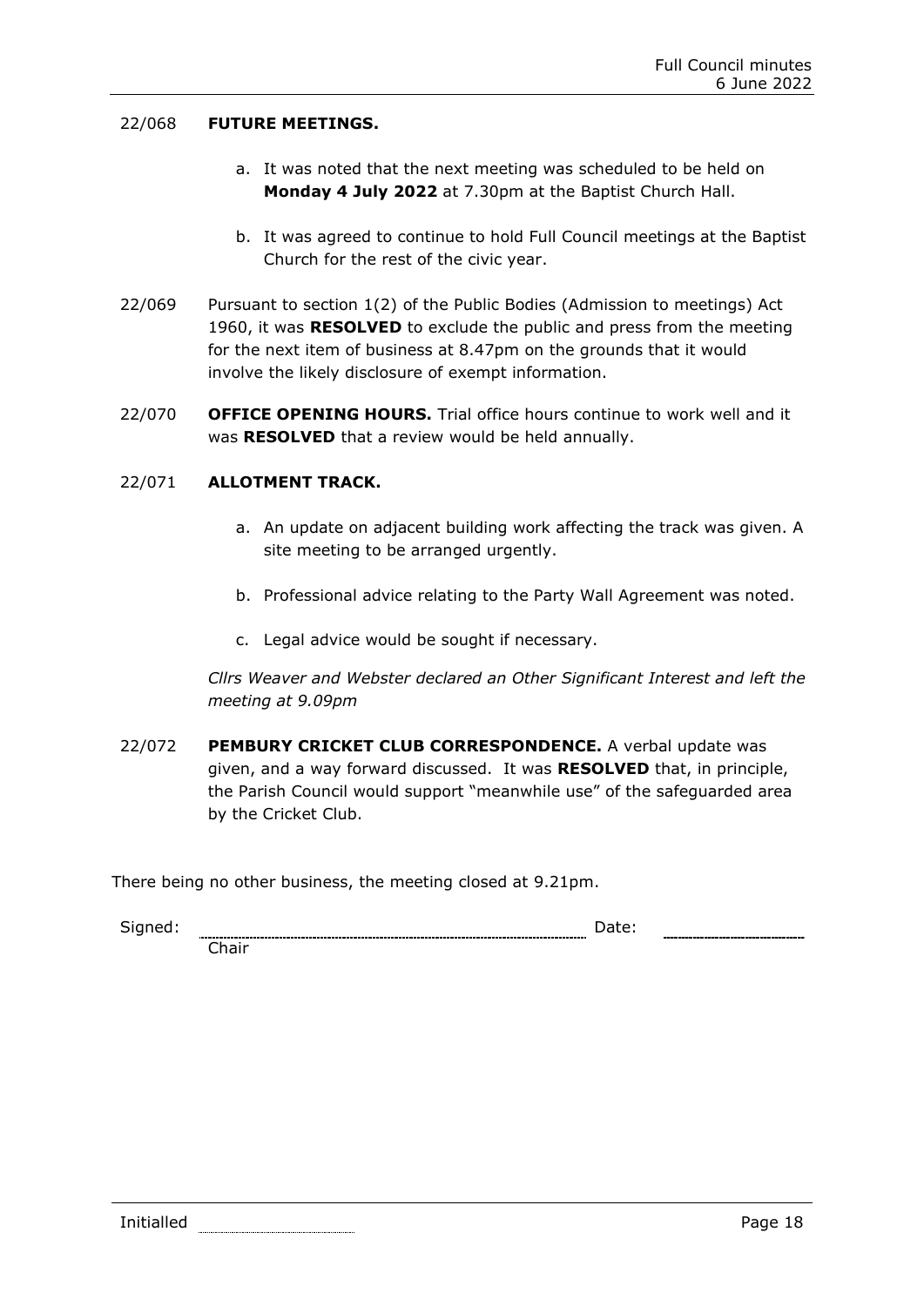22/068 **FUTURE MEETINGS.**

a. It was noted that the next meeting was scheduled to be held on **Monday 4 July 2022** at 7.30pm at the Baptist Church Hall.

b. It was agreed to continue to hold Full Council meetings at the Baptist Church for the rest of the civic year.

22/069 Pursuant to section 1(2) of the Public Bodies (Admission to meetings) Act 1960, it was **RESOLVED** to exclude the public and press from the meeting for the next item of business at 8.47pm on the grounds that it would involve the likely disclosure of exempt information.

22/070 **OFFICE OPENING HOURS.** Trial office hours continue to work well and it was **RESOLVED** that a review would be held annually.

22/071 **ALLOTMENT TRACK.**

a. An update on adjacent building work affecting the track was given. A site meeting to be arranged urgently.

b. Professional advice relating to the Party Wall Agreement was noted.

c. Legal advice would be sought if necessary.

*Cllrs Weaver and Webster declared an Other Significant Interest and left the meeting at 9.09pm*

22/072 **PEMBURY CRICKET CLUB CORRESPONDENCE.** A verbal update was given, and a way forward discussed. It was **RESOLVED** that, in principle, the Parish Council would support "meanwhile use" of the safeguarded area by the Cricket Club.

There being no other business, the meeting closed at 9.21pm.

Signed: ............................................ Date: ....................

Chair

Initialled ....................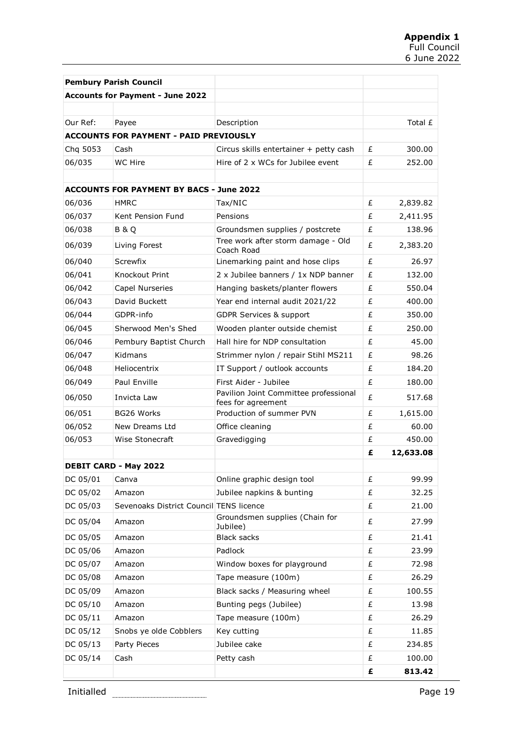**Appendix 1**
Full Council
6 June 2022

| **Pembury Parish Council** | | | | |
|---|---|---|---|---|
| **Accounts for Payment - June 2022** | | | | |
| | | | | |
| Our Ref: | Payee | Description | | Total £ |
| **ACCOUNTS FOR PAYMENT - PAID PREVIOUSLY** | | | | |
| Chq 5053 | Cash | Circus skills entertainer + petty cash | £ | 300.00 |
| 06/035 | WC Hire | Hire of 2 x WCs for Jubilee event | £ | 252.00 |
| | | | | |
| **ACCOUNTS FOR PAYMENT BY BACS - June 2022** | | | | |
| 06/036 | HMRC | Tax/NIC | £ | 2,839.82 |
| 06/037 | Kent Pension Fund | Pensions | £ | 2,411.95 |
| 06/038 | B & Q | Groundsmen supplies / postcrete | £ | 138.96 |
| 06/039 | Living Forest | Tree work after storm damage - Old Coach Road | £ | 2,383.20 |
| 06/040 | Screwfix | Linemarking paint and hose clips | £ | 26.97 |
| 06/041 | Knockout Print | 2 x Jubilee banners / 1x NDP banner | £ | 132.00 |
| 06/042 | Capel Nurseries | Hanging baskets/planter flowers | £ | 550.04 |
| 06/043 | David Buckett | Year end internal audit 2021/22 | £ | 400.00 |
| 06/044 | GDPR-info | GDPR Services & support | £ | 350.00 |
| 06/045 | Sherwood Men's Shed | Wooden planter outside chemist | £ | 250.00 |
| 06/046 | Pembury Baptist Church | Hall hire for NDP consultation | £ | 45.00 |
| 06/047 | Kidmans | Strimmer nylon / repair Stihl MS211 | £ | 98.26 |
| 06/048 | Heliocentrix | IT Support / outlook accounts | £ | 184.20 |
| 06/049 | Paul Enville | First Aider - Jubilee | £ | 180.00 |
| 06/050 | Invicta Law | Pavilion Joint Committee professional fees for agreement | £ | 517.68 |
| 06/051 | BG26 Works | Production of summer PVN | £ | 1,615.00 |
| 06/052 | New Dreams Ltd | Office cleaning | £ | 60.00 |
| 06/053 | Wise Stonecraft | Gravedigging | £ | 450.00 |
| | | | **£** | **12,633.08** |
| **DEBIT CARD - May 2022** | | | | |
| DC 05/01 | Canva | Online graphic design tool | £ | 99.99 |
| DC 05/02 | Amazon | Jubilee napkins & bunting | £ | 32.25 |
| DC 05/03 | Sevenoaks District Council | TENS licence | £ | 21.00 |
| DC 05/04 | Amazon | Groundsmen supplies (Chain for Jubilee) | £ | 27.99 |
| DC 05/05 | Amazon | Black sacks | £ | 21.41 |
| DC 05/06 | Amazon | Padlock | £ | 23.99 |
| DC 05/07 | Amazon | Window boxes for playground | £ | 72.98 |
| DC 05/08 | Amazon | Tape measure (100m) | £ | 26.29 |
| DC 05/09 | Amazon | Black sacks / Measuring wheel | £ | 100.55 |
| DC 05/10 | Amazon | Bunting pegs (Jubilee) | £ | 13.98 |
| DC 05/11 | Amazon | Tape measure (100m) | £ | 26.29 |
| DC 05/12 | Snobs ye olde Cobblers | Key cutting | £ | 11.85 |
| DC 05/13 | Party Pieces | Jubilee cake | £ | 234.85 |
| DC 05/14 | Cash | Petty cash | £ | 100.00 |
| | | | **£** | **813.42** |

Initialled ..............................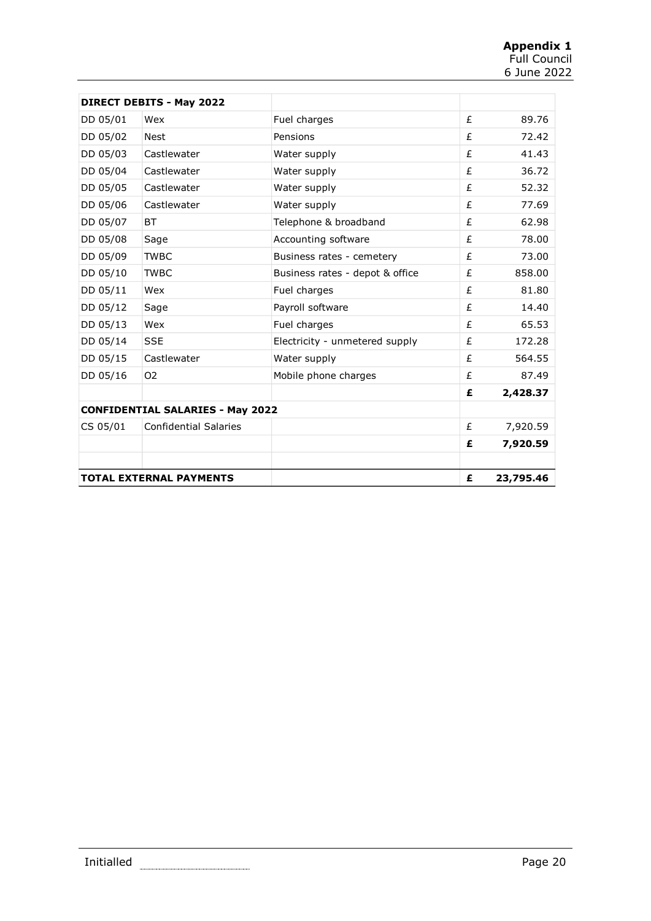| | | | | |
|---|---|---|---|---|
| **DIRECT DEBITS - May 2022** | | | | |
| DD 05/01 | Wex | Fuel charges | £ | 89.76 |
| DD 05/02 | Nest | Pensions | £ | 72.42 |
| DD 05/03 | Castlewater | Water supply | £ | 41.43 |
| DD 05/04 | Castlewater | Water supply | £ | 36.72 |
| DD 05/05 | Castlewater | Water supply | £ | 52.32 |
| DD 05/06 | Castlewater | Water supply | £ | 77.69 |
| DD 05/07 | BT | Telephone & broadband | £ | 62.98 |
| DD 05/08 | Sage | Accounting software | £ | 78.00 |
| DD 05/09 | TWBC | Business rates - cemetery | £ | 73.00 |
| DD 05/10 | TWBC | Business rates - depot & office | £ | 858.00 |
| DD 05/11 | Wex | Fuel charges | £ | 81.80 |
| DD 05/12 | Sage | Payroll software | £ | 14.40 |
| DD 05/13 | Wex | Fuel charges | £ | 65.53 |
| DD 05/14 | SSE | Electricity - unmetered supply | £ | 172.28 |
| DD 05/15 | Castlewater | Water supply | £ | 564.55 |
| DD 05/16 | O2 | Mobile phone charges | £ | 87.49 |
| | | | **£** | **2,428.37** |
| **CONFIDENTIAL SALARIES - May 2022** | | | | |
| CS 05/01 | Confidential Salaries | | £ | 7,920.59 |
| | | | **£** | **7,920.59** |
| | | | | |
| **TOTAL EXTERNAL PAYMENTS** | | | **£** | **23,795.46** |

Initialled ..........................................